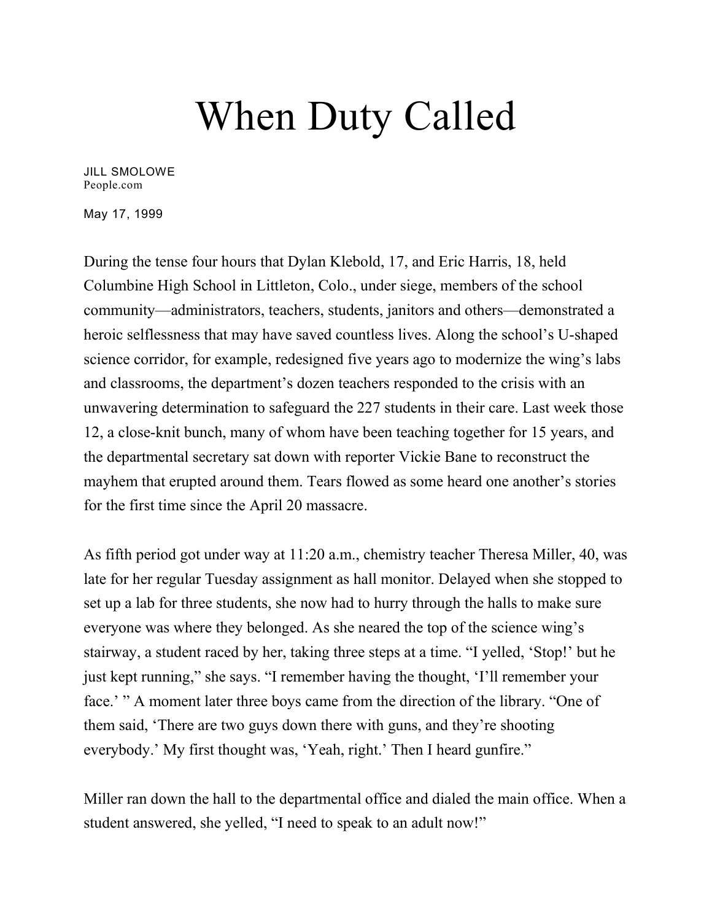# When Duty Called

JILL SMOLOWE
People.com

May 17, 1999

During the tense four hours that Dylan Klebold, 17, and Eric Harris, 18, held Columbine High School in Littleton, Colo., under siege, members of the school community—administrators, teachers, students, janitors and others—demonstrated a heroic selflessness that may have saved countless lives. Along the school's U-shaped science corridor, for example, redesigned five years ago to modernize the wing's labs and classrooms, the department's dozen teachers responded to the crisis with an unwavering determination to safeguard the 227 students in their care. Last week those 12, a close-knit bunch, many of whom have been teaching together for 15 years, and the departmental secretary sat down with reporter Vickie Bane to reconstruct the mayhem that erupted around them. Tears flowed as some heard one another's stories for the first time since the April 20 massacre.

As fifth period got under way at 11:20 a.m., chemistry teacher Theresa Miller, 40, was late for her regular Tuesday assignment as hall monitor. Delayed when she stopped to set up a lab for three students, she now had to hurry through the halls to make sure everyone was where they belonged. As she neared the top of the science wing's stairway, a student raced by her, taking three steps at a time. "I yelled, 'Stop!' but he just kept running," she says. "I remember having the thought, 'I'll remember your face.' " A moment later three boys came from the direction of the library. "One of them said, 'There are two guys down there with guns, and they're shooting everybody.' My first thought was, 'Yeah, right.' Then I heard gunfire."

Miller ran down the hall to the departmental office and dialed the main office. When a student answered, she yelled, "I need to speak to an adult now!"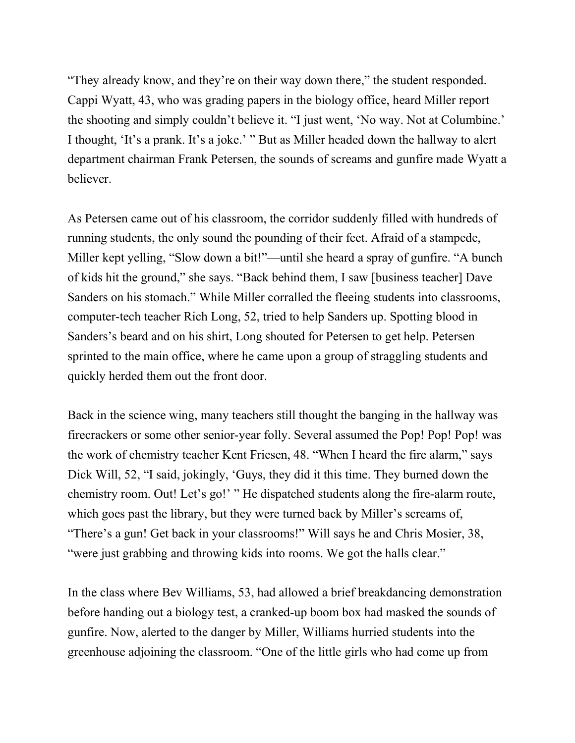“They already know, and they’re on their way down there,” the student responded. Cappi Wyatt, 43, who was grading papers in the biology office, heard Miller report the shooting and simply couldn’t believe it. “I just went, ‘No way. Not at Columbine.’ I thought, ‘It’s a prank. It’s a joke.’ ” But as Miller headed down the hallway to alert department chairman Frank Petersen, the sounds of screams and gunfire made Wyatt a believer.

As Petersen came out of his classroom, the corridor suddenly filled with hundreds of running students, the only sound the pounding of their feet. Afraid of a stampede, Miller kept yelling, “Slow down a bit!”—until she heard a spray of gunfire. “A bunch of kids hit the ground,” she says. “Back behind them, I saw [business teacher] Dave Sanders on his stomach.” While Miller corralled the fleeing students into classrooms, computer-tech teacher Rich Long, 52, tried to help Sanders up. Spotting blood in Sanders’s beard and on his shirt, Long shouted for Petersen to get help. Petersen sprinted to the main office, where he came upon a group of straggling students and quickly herded them out the front door.

Back in the science wing, many teachers still thought the banging in the hallway was firecrackers or some other senior-year folly. Several assumed the Pop! Pop! Pop! was the work of chemistry teacher Kent Friesen, 48. “When I heard the fire alarm,” says Dick Will, 52, “I said, jokingly, ‘Guys, they did it this time. They burned down the chemistry room. Out! Let’s go!’ ” He dispatched students along the fire-alarm route, which goes past the library, but they were turned back by Miller’s screams of, “There’s a gun! Get back in your classrooms!” Will says he and Chris Mosier, 38, “were just grabbing and throwing kids into rooms. We got the halls clear.”

In the class where Bev Williams, 53, had allowed a brief breakdancing demonstration before handing out a biology test, a cranked-up boom box had masked the sounds of gunfire. Now, alerted to the danger by Miller, Williams hurried students into the greenhouse adjoining the classroom. “One of the little girls who had come up from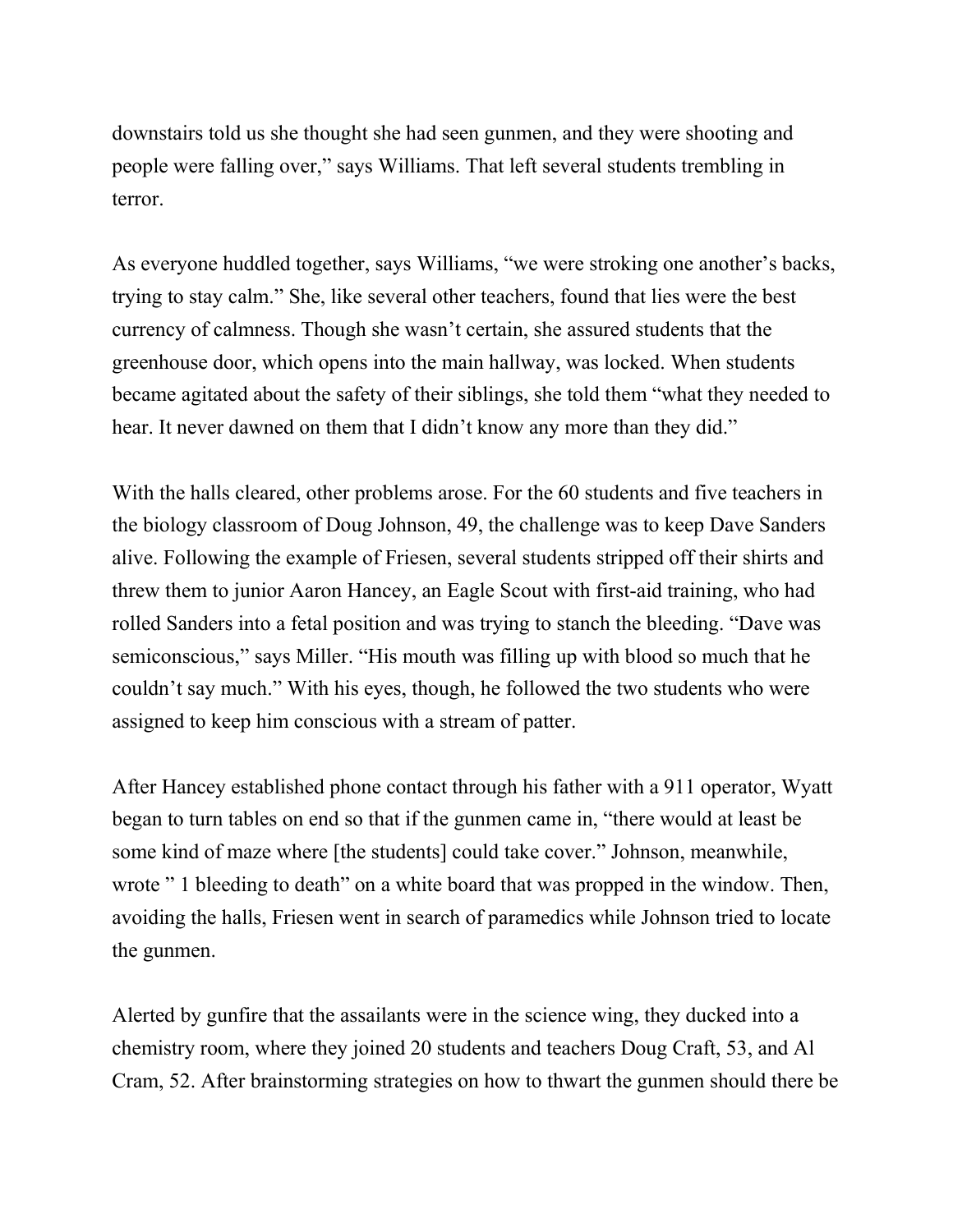downstairs told us she thought she had seen gunmen, and they were shooting and people were falling over," says Williams. That left several students trembling in terror.

As everyone huddled together, says Williams, "we were stroking one another's backs, trying to stay calm." She, like several other teachers, found that lies were the best currency of calmness. Though she wasn't certain, she assured students that the greenhouse door, which opens into the main hallway, was locked. When students became agitated about the safety of their siblings, she told them "what they needed to hear. It never dawned on them that I didn't know any more than they did."

With the halls cleared, other problems arose. For the 60 students and five teachers in the biology classroom of Doug Johnson, 49, the challenge was to keep Dave Sanders alive. Following the example of Friesen, several students stripped off their shirts and threw them to junior Aaron Hancey, an Eagle Scout with first-aid training, who had rolled Sanders into a fetal position and was trying to stanch the bleeding. "Dave was semiconscious," says Miller. "His mouth was filling up with blood so much that he couldn't say much." With his eyes, though, he followed the two students who were assigned to keep him conscious with a stream of patter.

After Hancey established phone contact through his father with a 911 operator, Wyatt began to turn tables on end so that if the gunmen came in, "there would at least be some kind of maze where [the students] could take cover." Johnson, meanwhile, wrote " 1 bleeding to death" on a white board that was propped in the window. Then, avoiding the halls, Friesen went in search of paramedics while Johnson tried to locate the gunmen.

Alerted by gunfire that the assailants were in the science wing, they ducked into a chemistry room, where they joined 20 students and teachers Doug Craft, 53, and Al Cram, 52. After brainstorming strategies on how to thwart the gunmen should there be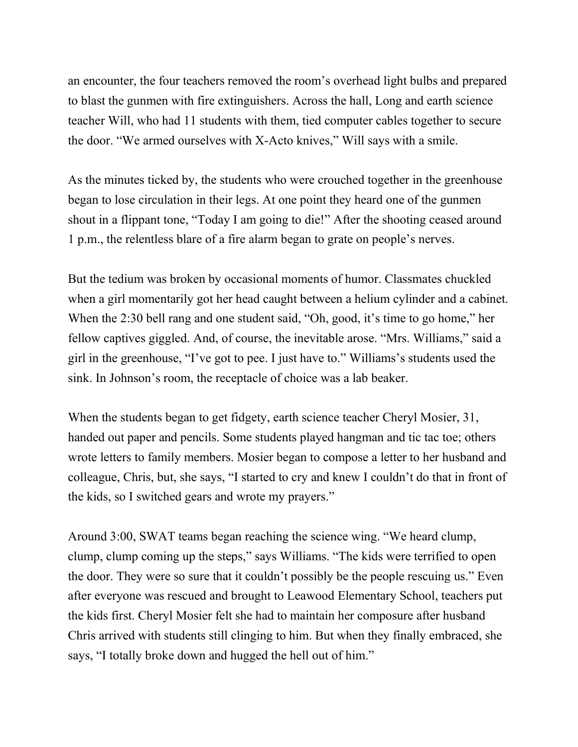an encounter, the four teachers removed the room's overhead light bulbs and prepared to blast the gunmen with fire extinguishers. Across the hall, Long and earth science teacher Will, who had 11 students with them, tied computer cables together to secure the door. "We armed ourselves with X-Acto knives," Will says with a smile.

As the minutes ticked by, the students who were crouched together in the greenhouse began to lose circulation in their legs. At one point they heard one of the gunmen shout in a flippant tone, "Today I am going to die!" After the shooting ceased around 1 p.m., the relentless blare of a fire alarm began to grate on people's nerves.

But the tedium was broken by occasional moments of humor. Classmates chuckled when a girl momentarily got her head caught between a helium cylinder and a cabinet. When the 2:30 bell rang and one student said, "Oh, good, it's time to go home," her fellow captives giggled. And, of course, the inevitable arose. "Mrs. Williams," said a girl in the greenhouse, "I've got to pee. I just have to." Williams's students used the sink. In Johnson's room, the receptacle of choice was a lab beaker.

When the students began to get fidgety, earth science teacher Cheryl Mosier, 31, handed out paper and pencils. Some students played hangman and tic tac toe; others wrote letters to family members. Mosier began to compose a letter to her husband and colleague, Chris, but, she says, "I started to cry and knew I couldn't do that in front of the kids, so I switched gears and wrote my prayers."

Around 3:00, SWAT teams began reaching the science wing. "We heard clump, clump, clump coming up the steps," says Williams. "The kids were terrified to open the door. They were so sure that it couldn't possibly be the people rescuing us." Even after everyone was rescued and brought to Leawood Elementary School, teachers put the kids first. Cheryl Mosier felt she had to maintain her composure after husband Chris arrived with students still clinging to him. But when they finally embraced, she says, "I totally broke down and hugged the hell out of him."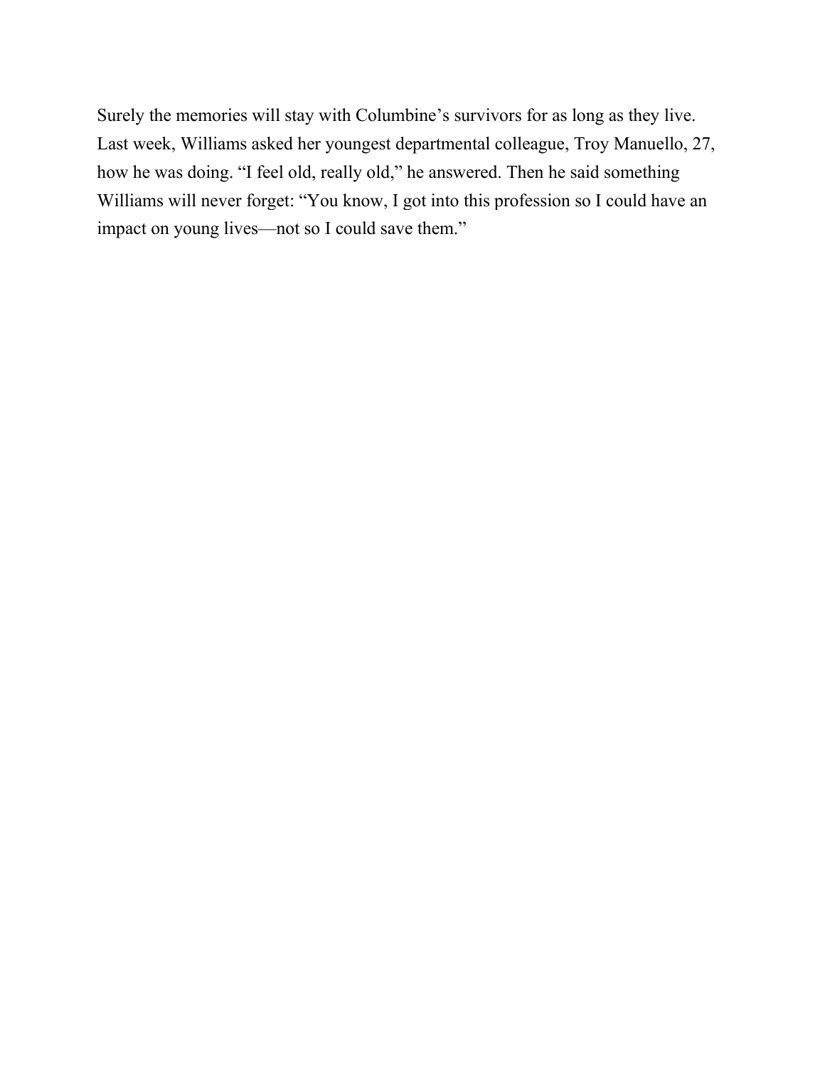Surely the memories will stay with Columbine's survivors for as long as they live. Last week, Williams asked her youngest departmental colleague, Troy Manuello, 27, how he was doing. "I feel old, really old," he answered. Then he said something Williams will never forget: "You know, I got into this profession so I could have an impact on young lives—not so I could save them."